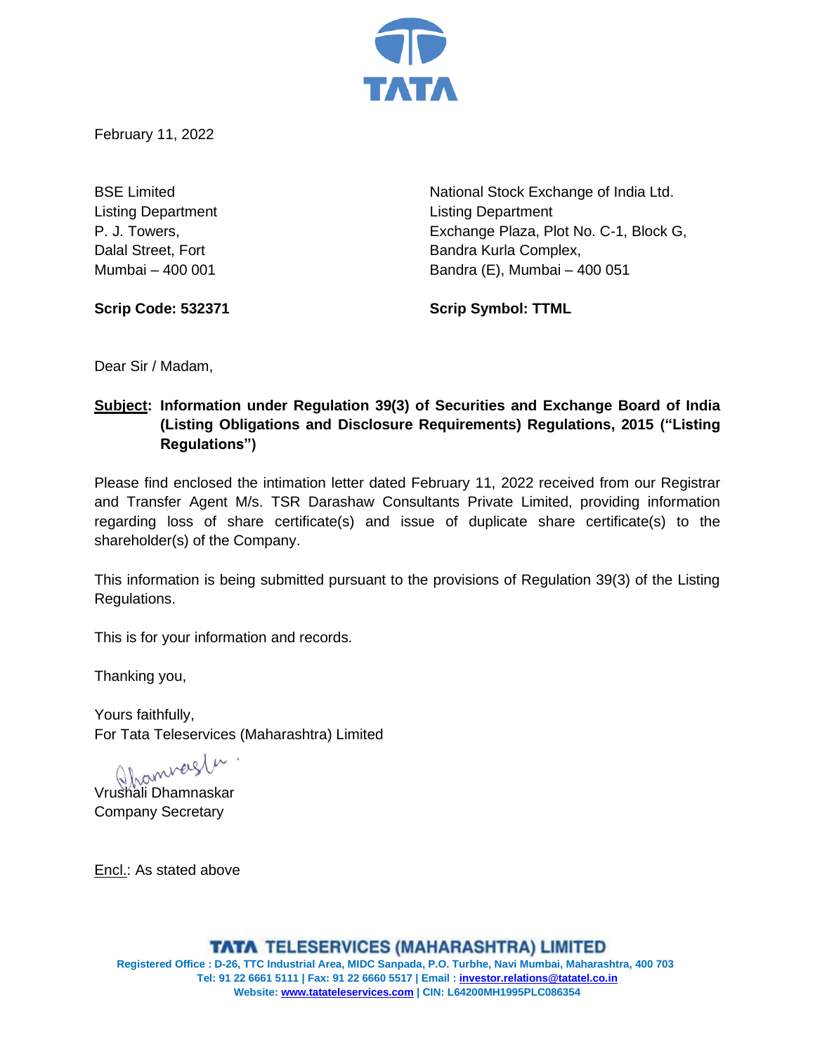February 11, 2022

BSE Limited
Listing Department
P. J. Towers,
Dalal Street, Fort
Mumbai – 400 001

**Scrip Code: 532371**

National Stock Exchange of India Ltd.
Listing Department
Exchange Plaza, Plot No. C-1, Block G,
Bandra Kurla Complex,
Bandra (E), Mumbai – 400 051

**Scrip Symbol: TTML**

Dear Sir / Madam,

**Subject: Information under Regulation 39(3) of Securities and Exchange Board of India (Listing Obligations and Disclosure Requirements) Regulations, 2015 ("Listing Regulations")**

Please find enclosed the intimation letter dated February 11, 2022 received from our Registrar and Transfer Agent M/s. TSR Darashaw Consultants Private Limited, providing information regarding loss of share certificate(s) and issue of duplicate share certificate(s) to the shareholder(s) of the Company.

This information is being submitted pursuant to the provisions of Regulation 39(3) of the Listing Regulations.

This is for your information and records.

Thanking you,

Yours faithfully,
For Tata Teleservices (Maharashtra) Limited

Vrushali Dhamnaskar
Company Secretary

Encl.: As stated above

**TATA TELESERVICES (MAHARASHTRA) LIMITED**
Registered Office : D-26, TTC Industrial Area, MIDC Sanpada, P.O. Turbhe, Navi Mumbai, Maharashtra, 400 703
Tel: 91 22 6661 5111 | Fax: 91 22 6660 5517 | Email : investor.relations@tatatel.co.in
Website: www.tatateleservices.com | CIN: L64200MH1995PLC086354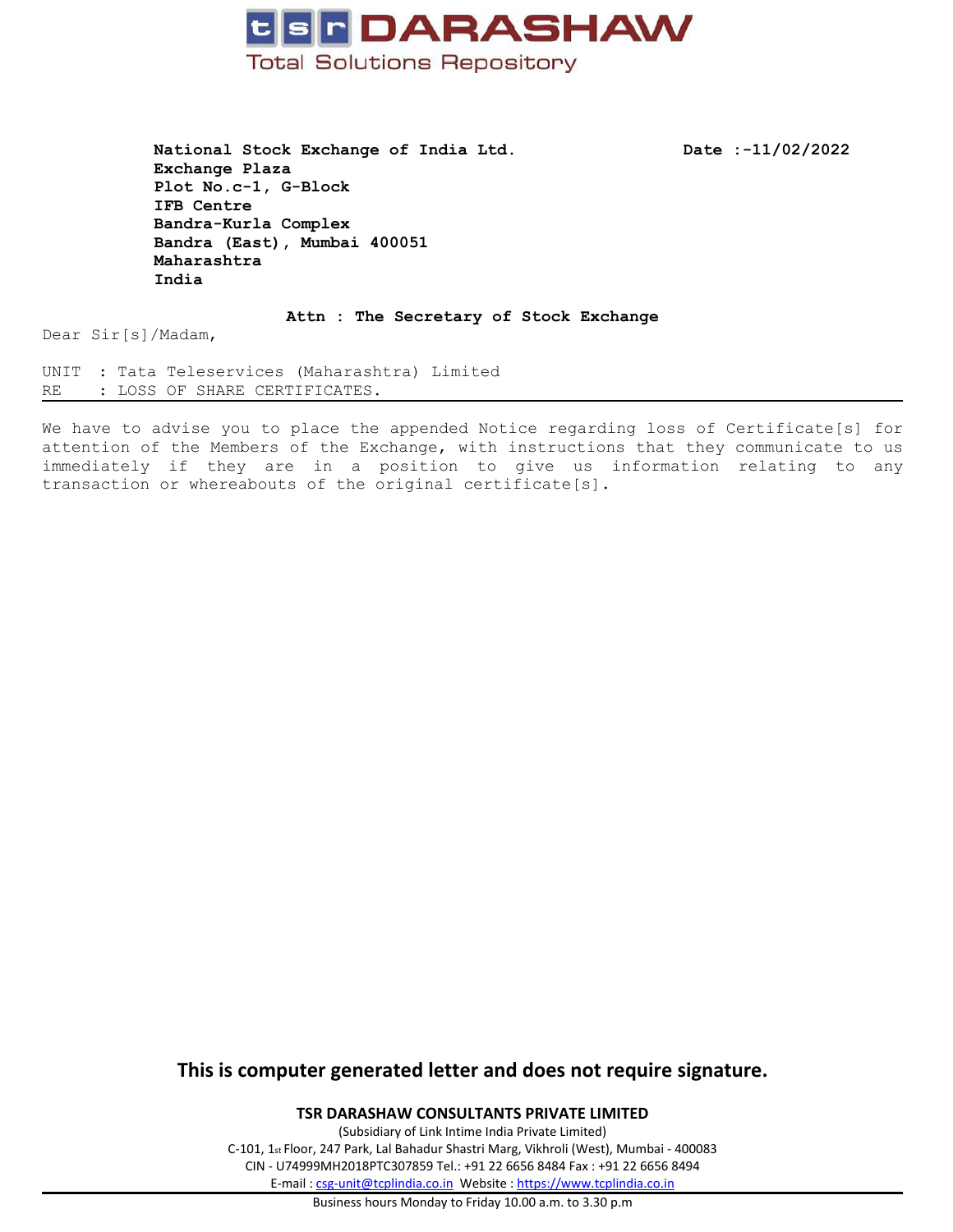# tsr DARASHAW

Total Solutions Repository

**National Stock Exchange of India Ltd.**
**Exchange Plaza**
**Plot No.c-1, G-Block**
**IFB Centre**
**Bandra-Kurla Complex**
**Bandra (East), Mumbai 400051**
**Maharashtra**
**India**

**Date :-11/02/2022**

**Attn : The Secretary of Stock Exchange**

Dear Sir[s]/Madam,

UNIT : Tata Teleservices (Maharashtra) Limited
RE : LOSS OF SHARE CERTIFICATES.

---

We have to advise you to place the appended Notice regarding loss of Certificate[s] for attention of the Members of the Exchange, with instructions that they communicate to us immediately if they are in a position to give us information relating to any transaction or whereabouts of the original certificate[s].

**This is computer generated letter and does not require signature.**

**TSR DARASHAW CONSULTANTS PRIVATE LIMITED**
(Subsidiary of Link Intime India Private Limited)
C-101, 1st Floor, 247 Park, Lal Bahadur Shastri Marg, Vikhroli (West), Mumbai - 400083
CIN - U74999MH2018PTC307859 Tel.: +91 22 6656 8484 Fax : +91 22 6656 8494
E-mail : csg-unit@tcplindia.co.in Website : https://www.tcplindia.co.in

---

Business hours Monday to Friday 10.00 a.m. to 3.30 p.m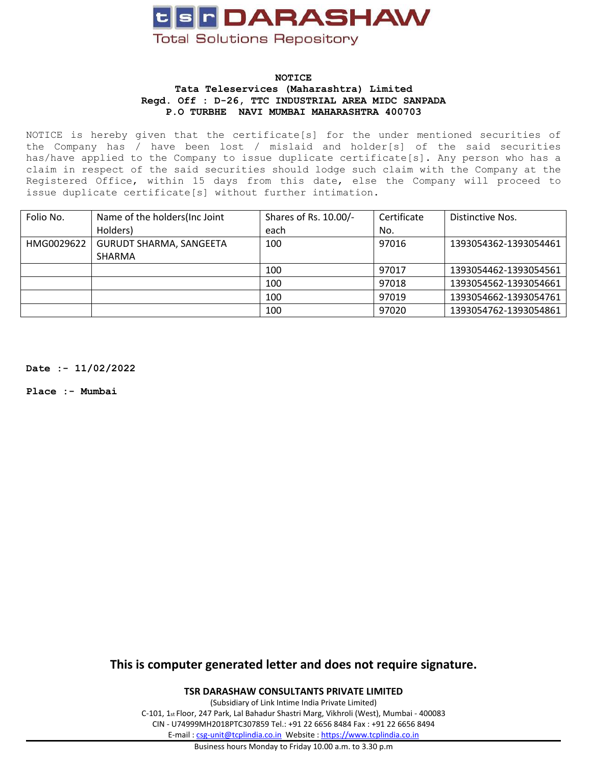**TSR DARASHAW**

Total Solutions Repository

**NOTICE**

**Tata Teleservices (Maharashtra) Limited**

**Regd. Off : D-26, TTC INDUSTRIAL AREA MIDC SANPADA**

**P.O TURBHE NAVI MUMBAI MAHARASHTRA 400703**

NOTICE is hereby given that the certificate[s] for the under mentioned securities of the Company has / have been lost / mislaid and holder[s] of the said securities has/have applied to the Company to issue duplicate certificate[s]. Any person who has a claim in respect of the said securities should lodge such claim with the Company at the Registered Office, within 15 days from this date, else the Company will proceed to issue duplicate certificate[s] without further intimation.

| Folio No. | Name of the holders(Inc Joint Holders) | Shares of Rs. 10.00/- each | Certificate No. | Distinctive Nos. |
|---|---|---|---|---|
| HMG0029622 | GURUDT SHARMA, SANGEETA SHARMA | 100 | 97016 | 1393054362-1393054461 |
| | | 100 | 97017 | 1393054462-1393054561 |
| | | 100 | 97018 | 1393054562-1393054661 |
| | | 100 | 97019 | 1393054662-1393054761 |
| | | 100 | 97020 | 1393054762-1393054861 |

**Date :- 11/02/2022**

**Place :- Mumbai**

## This is computer generated letter and does not require signature.

**TSR DARASHAW CONSULTANTS PRIVATE LIMITED**

(Subsidiary of Link Intime India Private Limited)

C-101, 1st Floor, 247 Park, Lal Bahadur Shastri Marg, Vikhroli (West), Mumbai - 400083

CIN - U74999MH2018PTC307859 Tel.: +91 22 6656 8484 Fax : +91 22 6656 8494

E-mail : csg-unit@tcplindia.co.in Website : https://www.tcplindia.co.in

Business hours Monday to Friday 10.00 a.m. to 3.30 p.m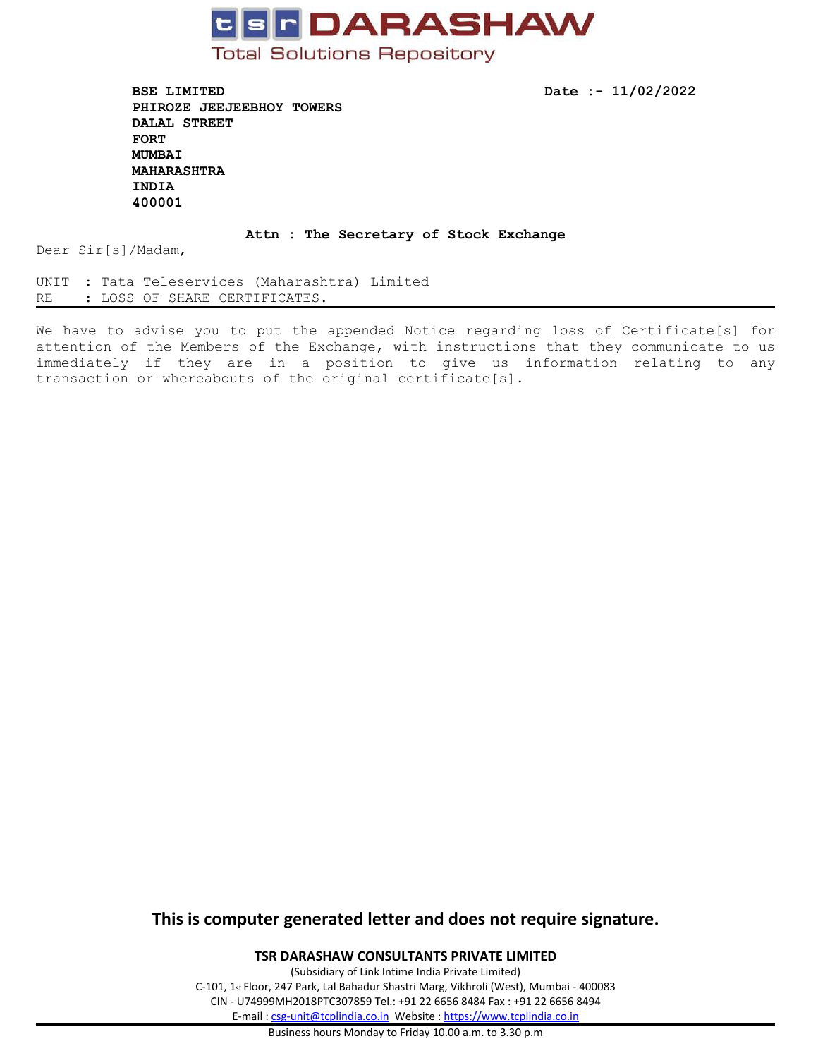# tsr DARASHAW

Total Solutions Repository

**BSE LIMITED**
**PHIROZE JEEJEEBHOY TOWERS**
**DALAL STREET**
**FORT**
**MUMBAI**
**MAHARASHTRA**
**INDIA**
**400001**

**Date :- 11/02/2022**

**Attn : The Secretary of Stock Exchange**

Dear Sir[s]/Madam,

UNIT : Tata Teleservices (Maharashtra) Limited
RE : LOSS OF SHARE CERTIFICATES.

---

We have to advise you to put the appended Notice regarding loss of Certificate[s] for attention of the Members of the Exchange, with instructions that they communicate to us immediately if they are in a position to give us information relating to any transaction or whereabouts of the original certificate[s].

**This is computer generated letter and does not require signature.**

**TSR DARASHAW CONSULTANTS PRIVATE LIMITED**
(Subsidiary of Link Intime India Private Limited)
C-101, 1st Floor, 247 Park, Lal Bahadur Shastri Marg, Vikhroli (West), Mumbai - 400083
CIN - U74999MH2018PTC307859 Tel.: +91 22 6656 8484 Fax : +91 22 6656 8494
E-mail : csg-unit@tcplindia.co.in Website : https://www.tcplindia.co.in

Business hours Monday to Friday 10.00 a.m. to 3.30 p.m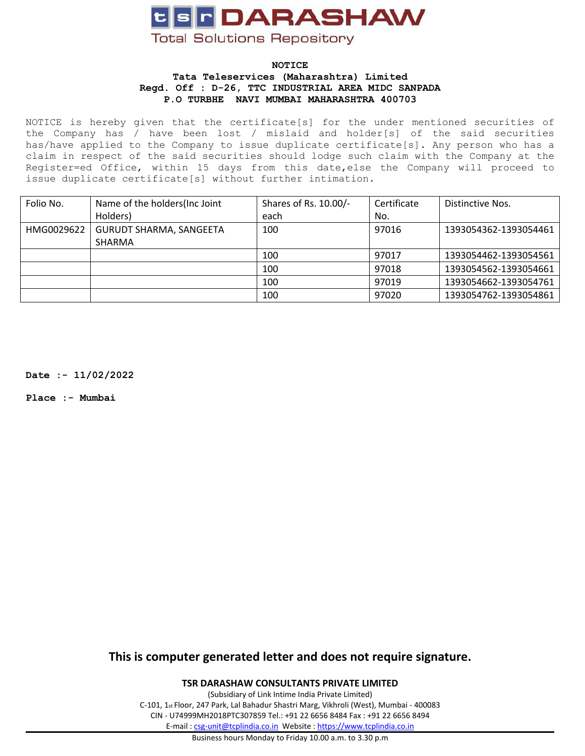TSR DARASHAW

Total Solutions Repository

**NOTICE**

**Tata Teleservices (Maharashtra) Limited**

**Regd. Off : D-26, TTC INDUSTRIAL AREA MIDC SANPADA**

**P.O TURBHE NAVI MUMBAI MAHARASHTRA 400703**

NOTICE is hereby given that the certificate[s] for the under mentioned securities of the Company has / have been lost / mislaid and holder[s] of the said securities has/have applied to the Company to issue duplicate certificate[s]. Any person who has a claim in respect of the said securities should lodge such claim with the Company at the Register=ed Office, within 15 days from this date,else the Company will proceed to issue duplicate certificate[s] without further intimation.

| Folio No. | Name of the holders(Inc Joint Holders) | Shares of Rs. 10.00/- each | Certificate No. | Distinctive Nos. |
|---|---|---|---|---|
| HMG0029622 | GURUDT SHARMA, SANGEETA SHARMA | 100 | 97016 | 1393054362-1393054461 |
| | | 100 | 97017 | 1393054462-1393054561 |
| | | 100 | 97018 | 1393054562-1393054661 |
| | | 100 | 97019 | 1393054662-1393054761 |
| | | 100 | 97020 | 1393054762-1393054861 |

**Date :- 11/02/2022**

**Place :- Mumbai**

**This is computer generated letter and does not require signature.**

**TSR DARASHAW CONSULTANTS PRIVATE LIMITED**

(Subsidiary of Link Intime India Private Limited)

C-101, 1st Floor, 247 Park, Lal Bahadur Shastri Marg, Vikhroli (West), Mumbai - 400083

CIN - U74999MH2018PTC307859 Tel.: +91 22 6656 8484 Fax : +91 22 6656 8494

E-mail : csg-unit@tcplindia.co.in Website : https://www.tcplindia.co.in

Business hours Monday to Friday 10.00 a.m. to 3.30 p.m